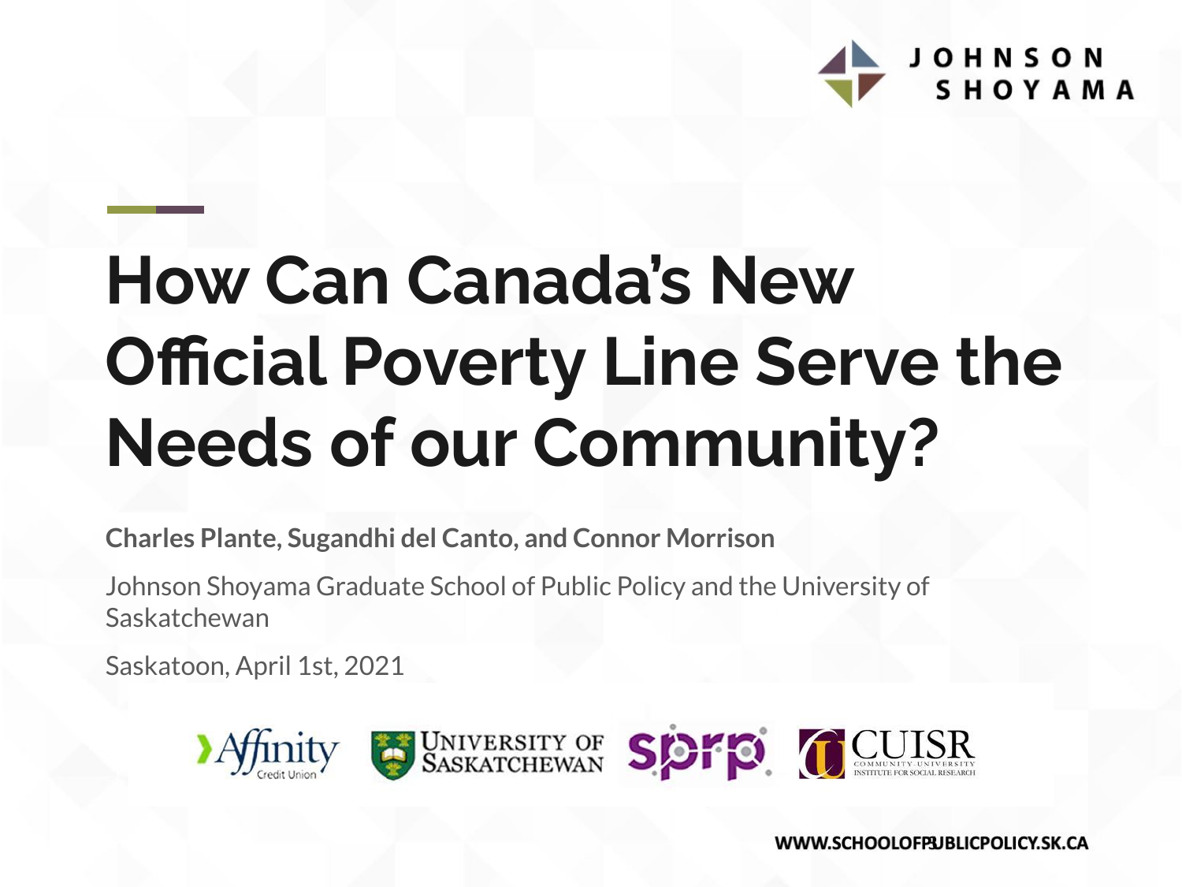# How Can Canada's New Official Poverty Line Serve the Needs of our Community?

**Charles Plante, Sugandhi del Canto, and Connor Morrison**

Johnson Shoyama Graduate School of Public Policy and the University of Saskatchewan

Saskatoon, April 1st, 2021

WWW.SCHOOLOFPUBLICPOLICY.SK.CA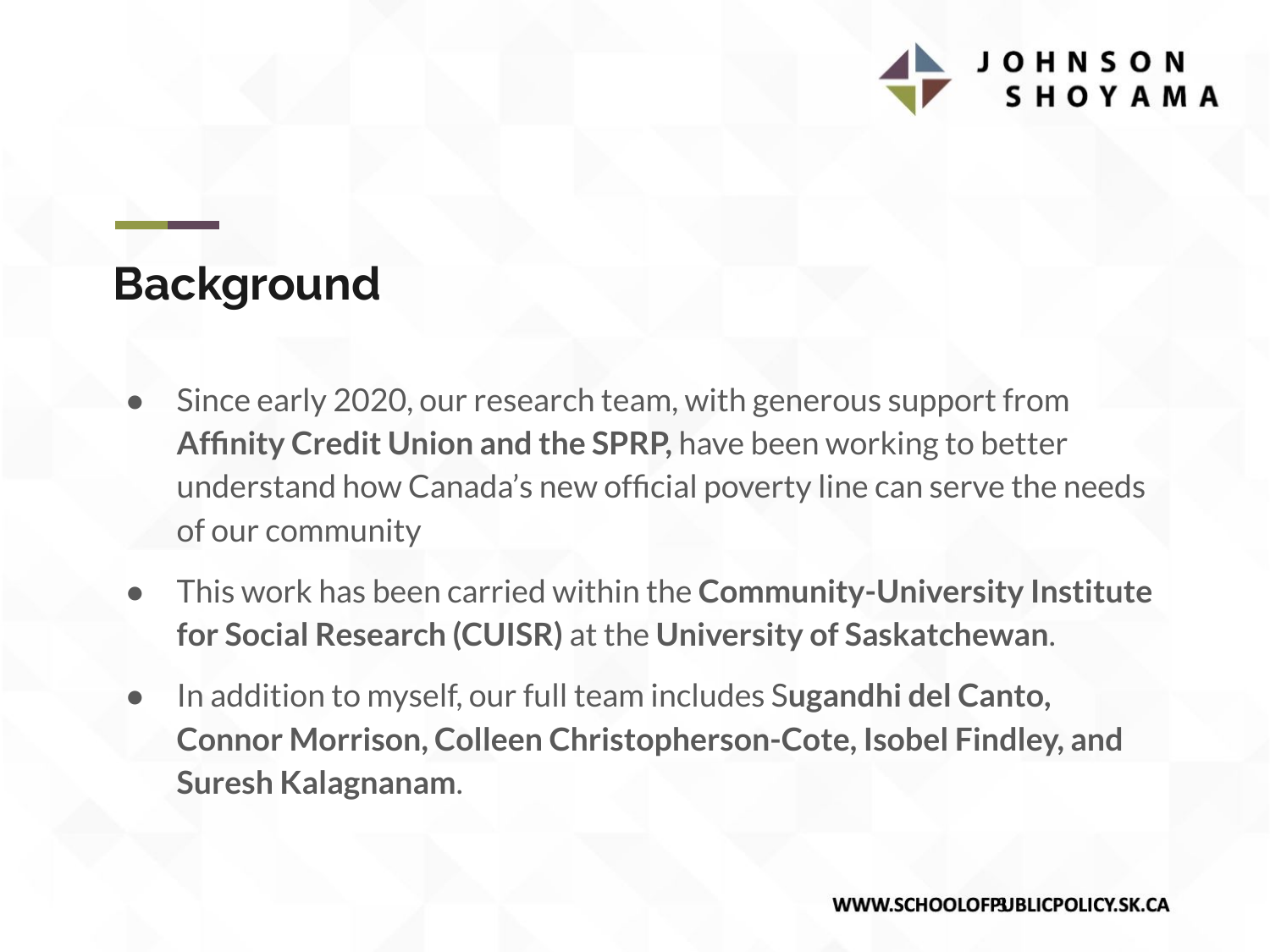## Background

- Since early 2020, our research team, with generous support from **Affinity Credit Union and the SPRP,** have been working to better understand how Canada's new official poverty line can serve the needs of our community
- This work has been carried within the **Community-University Institute for Social Research (CUISR)** at the **University of Saskatchewan**.
- In addition to myself, our full team includes S**ugandhi del Canto, Connor Morrison, Colleen Christopherson-Cote, Isobel Findley, and Suresh Kalagnanam**.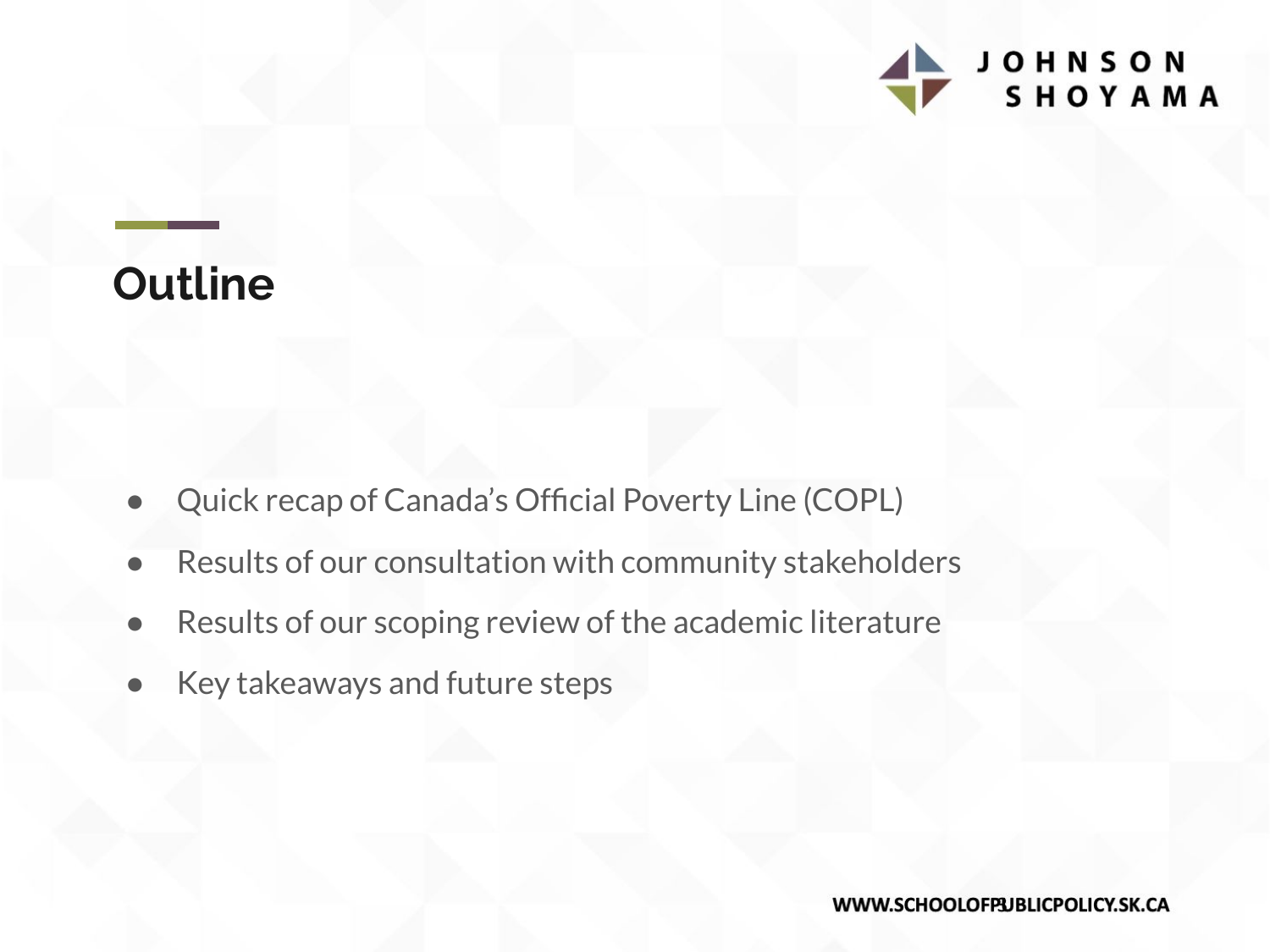# Outline

- Quick recap of Canada's Official Poverty Line (COPL)
- Results of our consultation with community stakeholders
- Results of our scoping review of the academic literature
- Key takeaways and future steps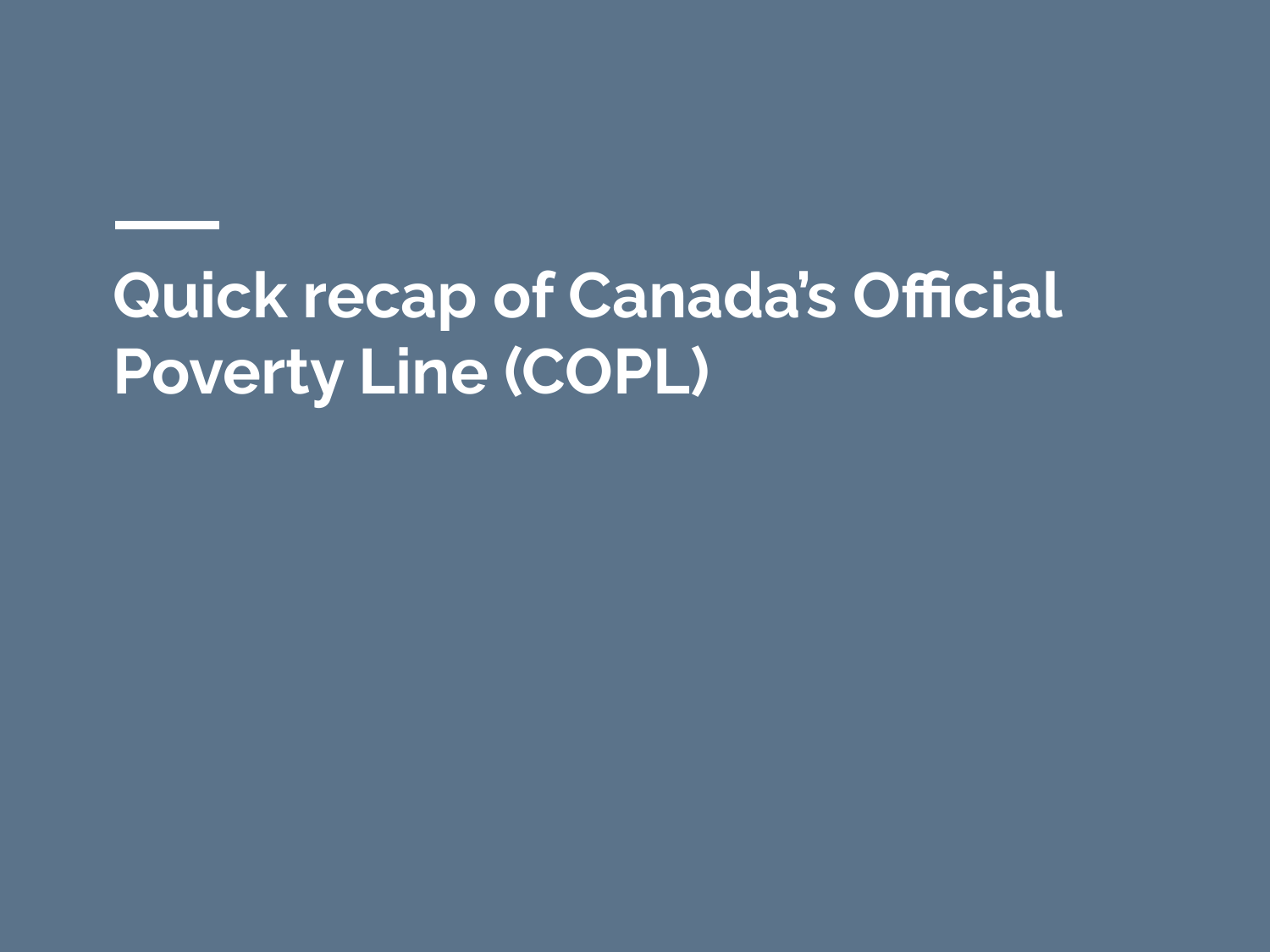# Quick recap of Canada's Official Poverty Line (COPL)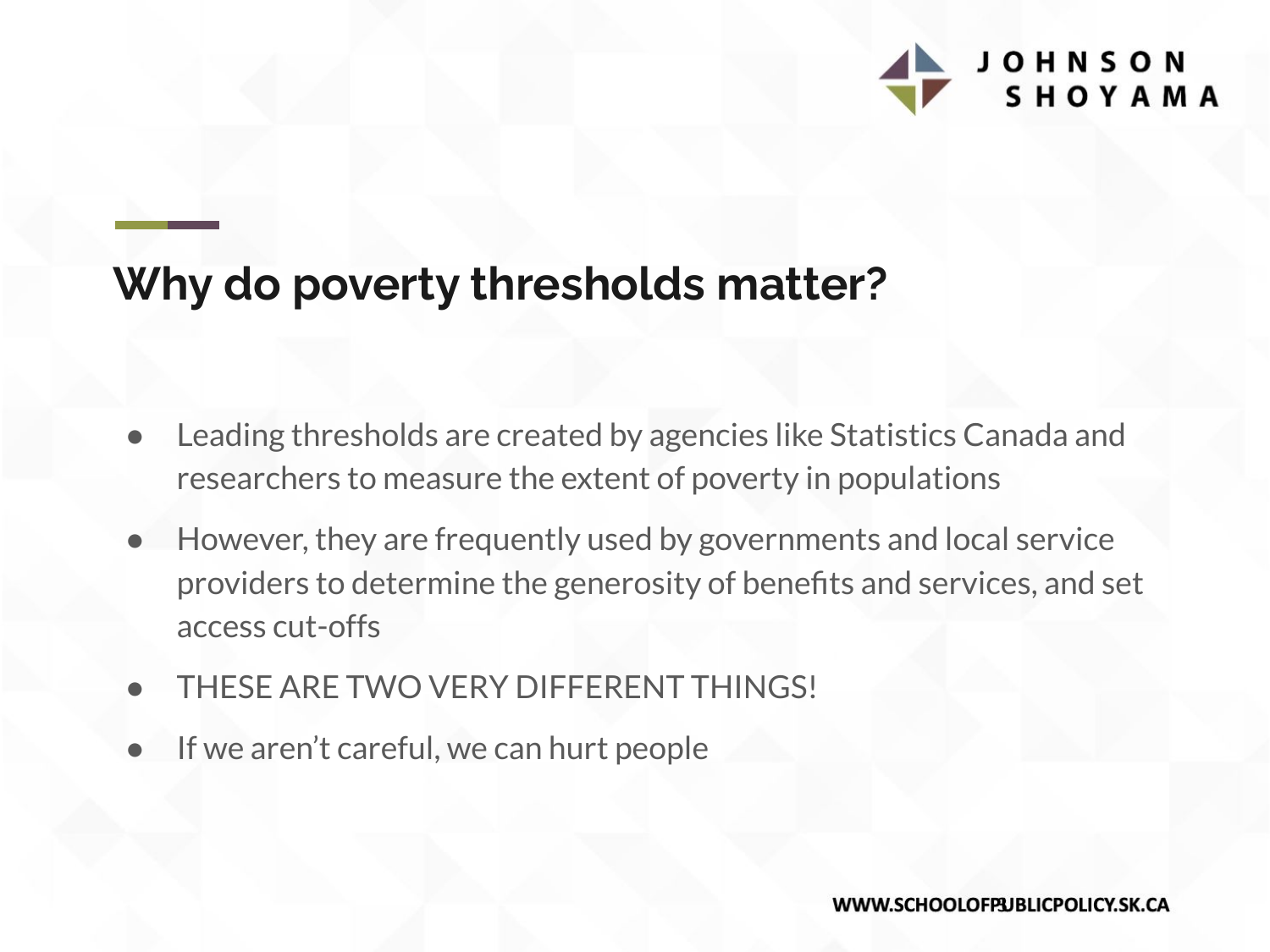## Why do poverty thresholds matter?

- Leading thresholds are created by agencies like Statistics Canada and researchers to measure the extent of poverty in populations
- However, they are frequently used by governments and local service providers to determine the generosity of benefits and services, and set access cut-offs
- THESE ARE TWO VERY DIFFERENT THINGS!
- If we aren't careful, we can hurt people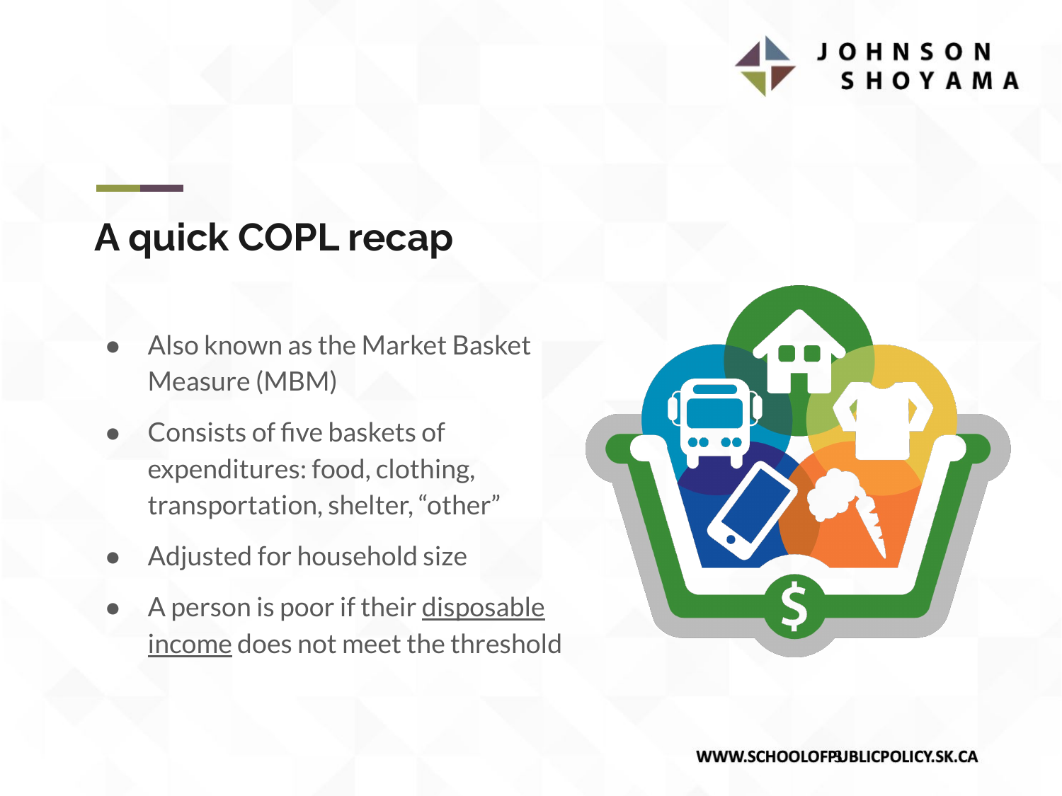# A quick COPL recap

- Also known as the Market Basket Measure (MBM)
- Consists of five baskets of expenditures: food, clothing, transportation, shelter, “other”
- Adjusted for household size
- A person is poor if their disposable income does not meet the threshold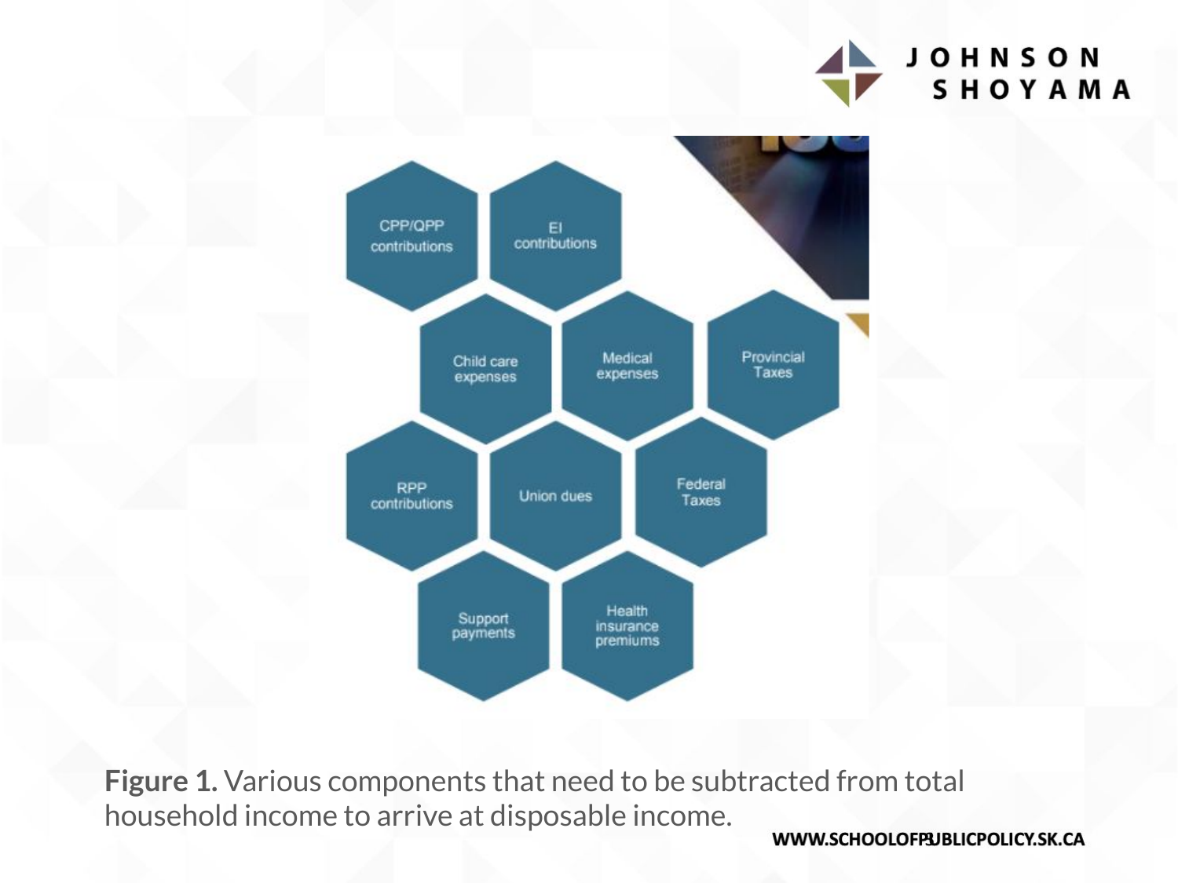CPP/QPP contributions

EI contributions

Child care expenses

Medical expenses

Provincial Taxes

RPP contributions

Union dues

Federal Taxes

Support payments

Health insurance premiums

**Figure 1.** Various components that need to be subtracted from total household income to arrive at disposable income.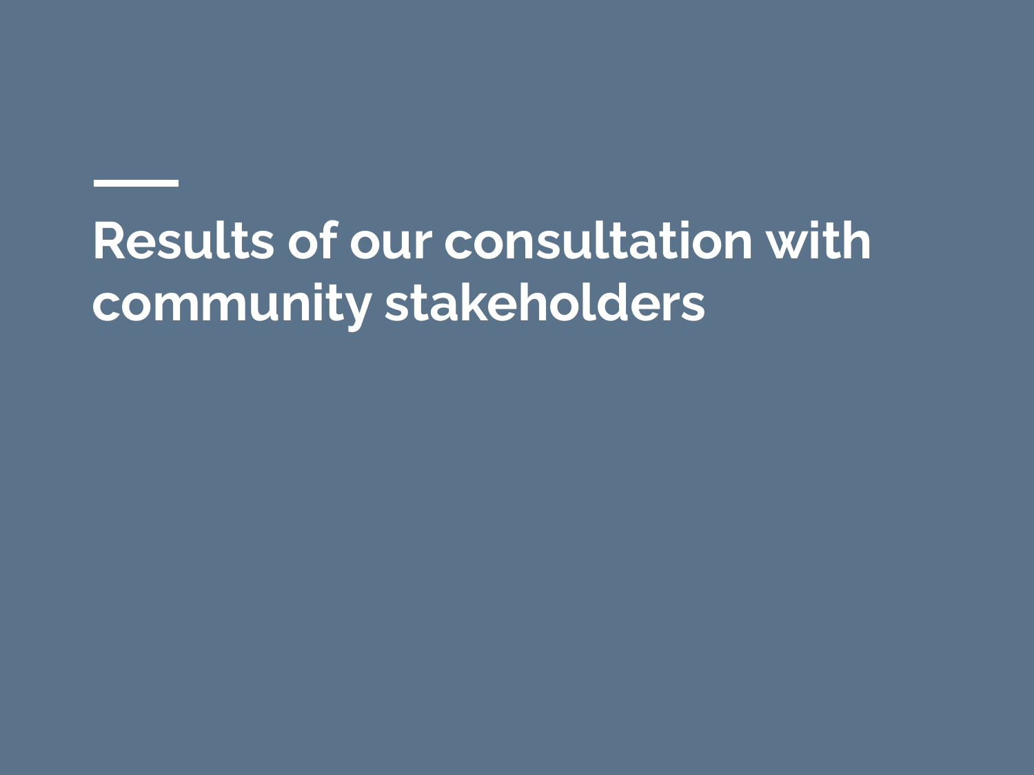# Results of our consultation with community stakeholders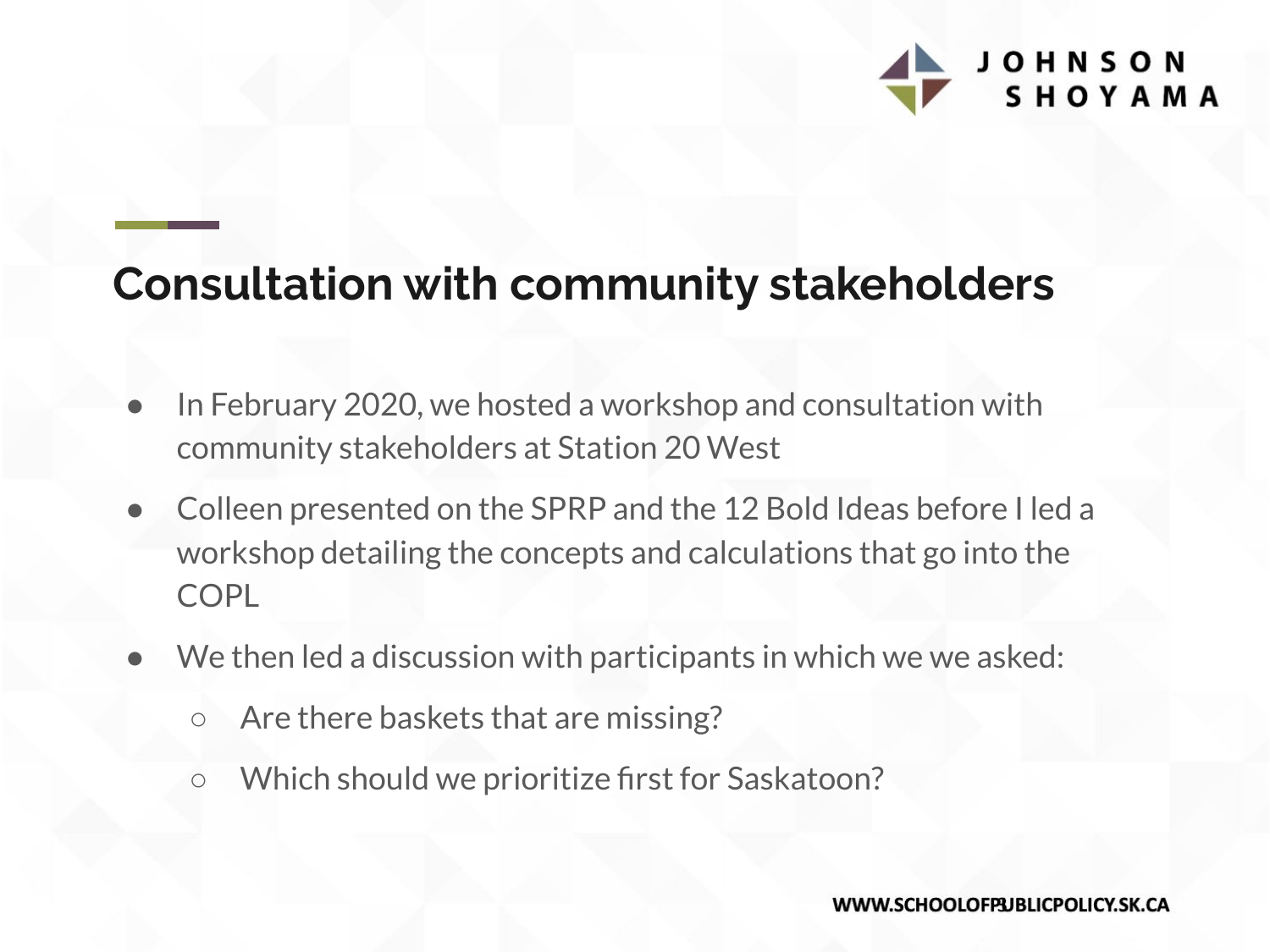## Consultation with community stakeholders

- In February 2020, we hosted a workshop and consultation with community stakeholders at Station 20 West
- Colleen presented on the SPRP and the 12 Bold Ideas before I led a workshop detailing the concepts and calculations that go into the COPL
- We then led a discussion with participants in which we we asked:
  - Are there baskets that are missing?
  - Which should we prioritize first for Saskatoon?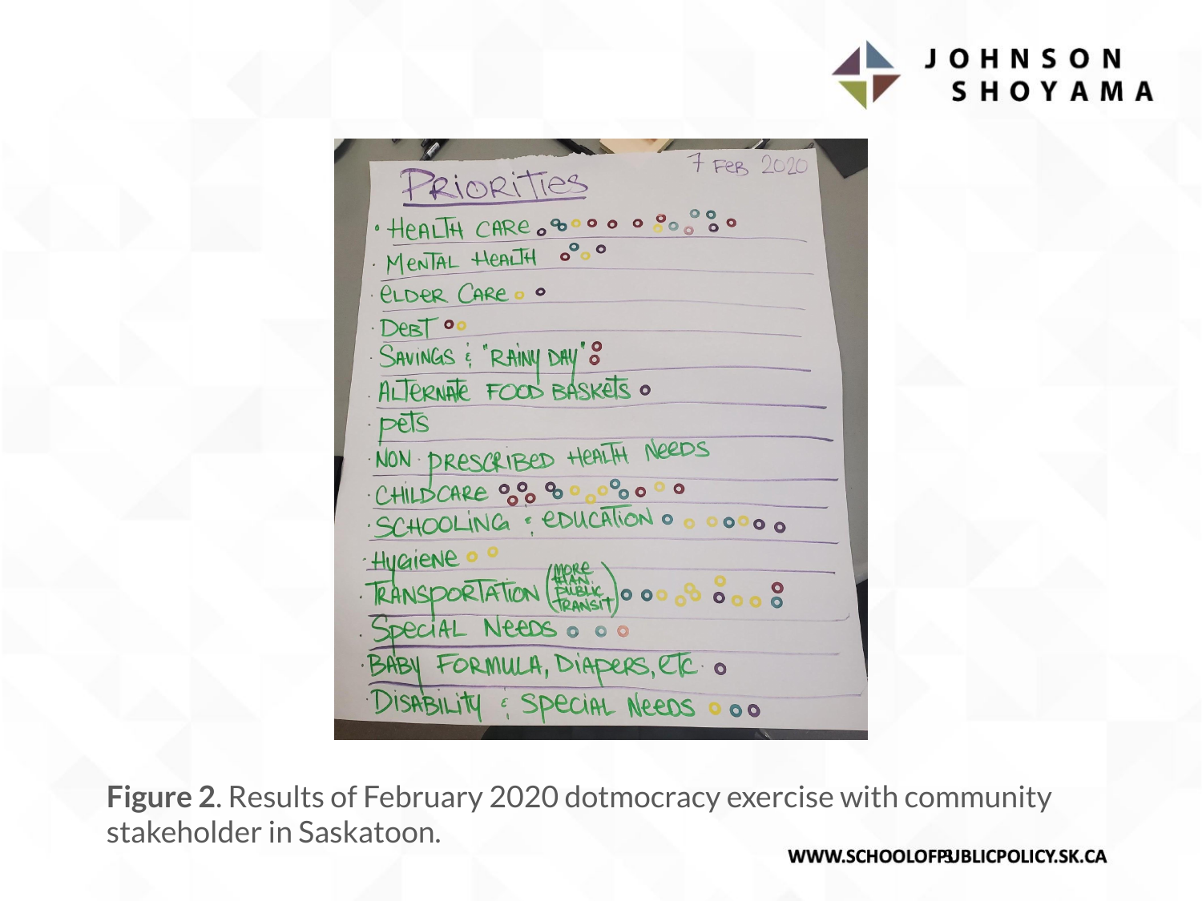**Figure 2**. Results of February 2020 dotmocracy exercise with community stakeholder in Saskatoon.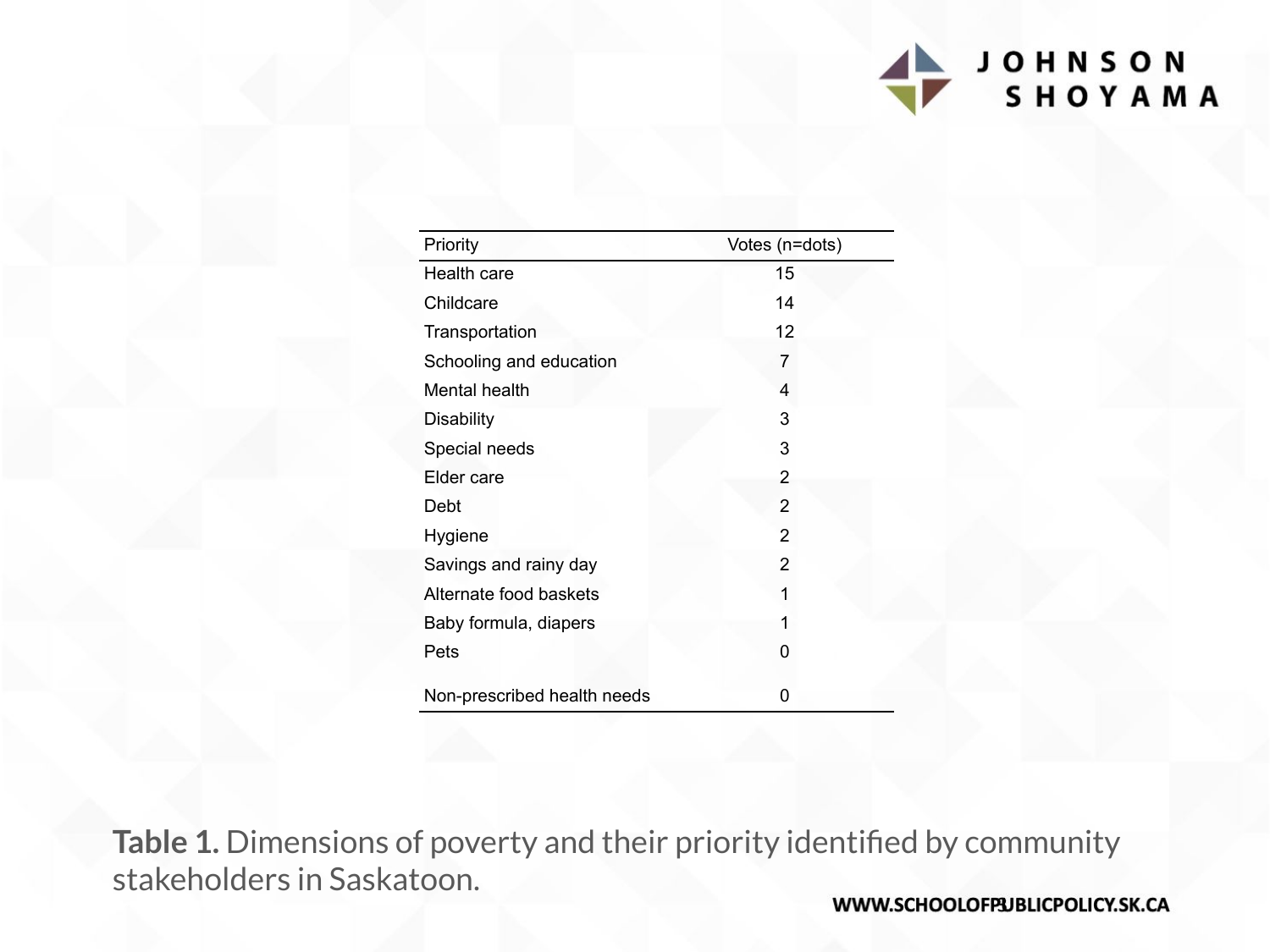| Priority | Votes (n=dots) |
| --- | --- |
| Health care | 15 |
| Childcare | 14 |
| Transportation | 12 |
| Schooling and education | 7 |
| Mental health | 4 |
| Disability | 3 |
| Special needs | 3 |
| Elder care | 2 |
| Debt | 2 |
| Hygiene | 2 |
| Savings and rainy day | 2 |
| Alternate food baskets | 1 |
| Baby formula, diapers | 1 |
| Pets | 0 |
| Non-prescribed health needs | 0 |

**Table 1.** Dimensions of poverty and their priority identified by community stakeholders in Saskatoon.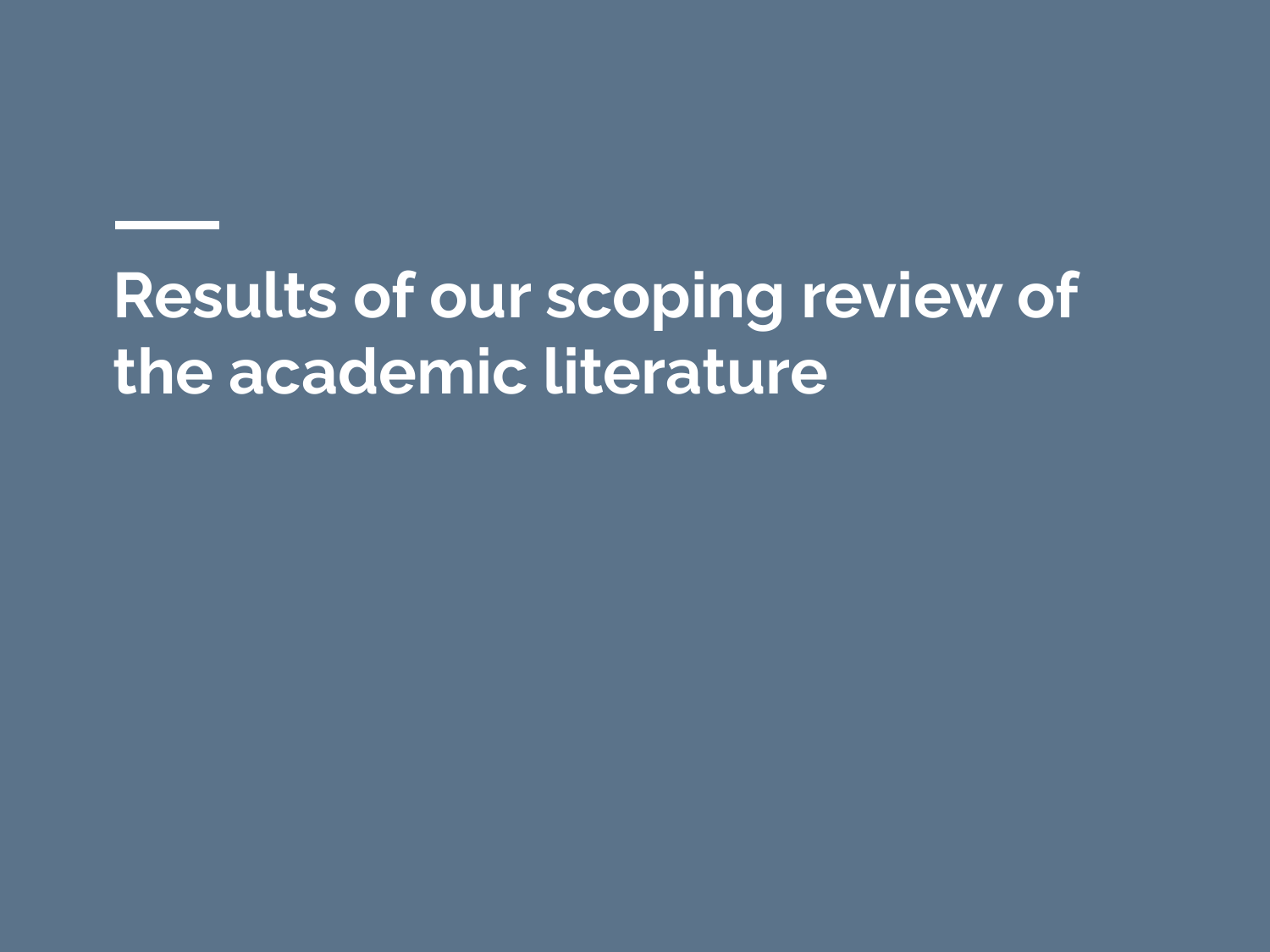# Results of our scoping review of the academic literature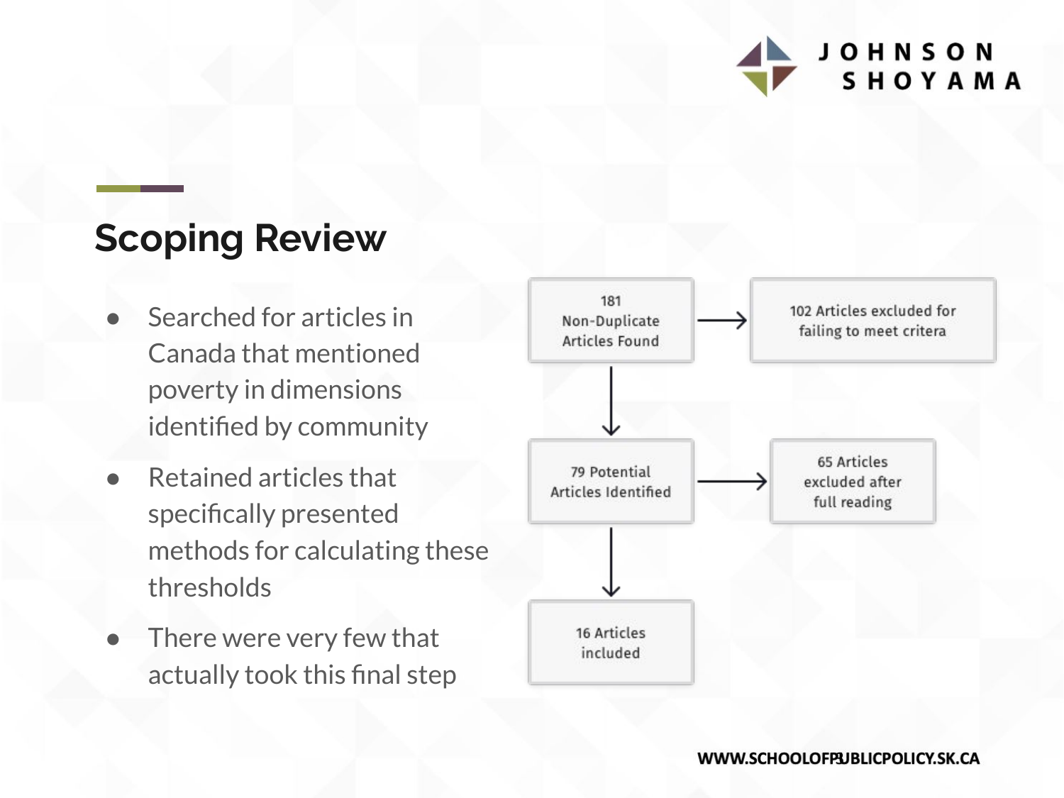## Scoping Review

- Searched for articles in Canada that mentioned poverty in dimensions identified by community
- Retained articles that specifically presented methods for calculating these thresholds
- There were very few that actually took this final step

181 Non-Duplicate Articles Found → 102 Articles excluded for failing to meet critera

↓

79 Potential Articles Identified → 65 Articles excluded after full reading

↓

16 Articles included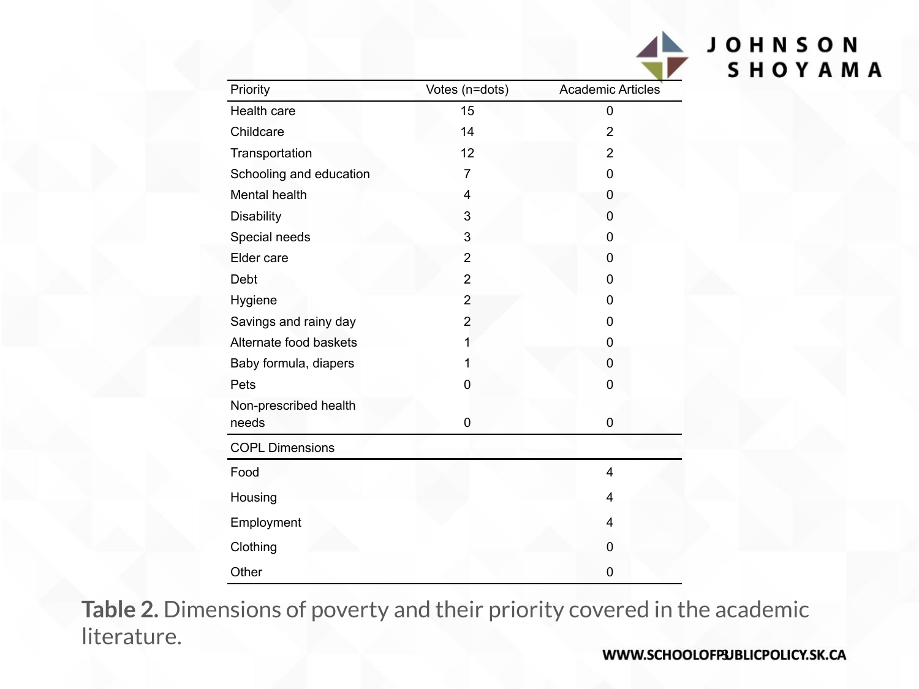| Priority | Votes (n=dots) | Academic Articles |
|---|---|---|
| Health care | 15 | 0 |
| Childcare | 14 | 2 |
| Transportation | 12 | 2 |
| Schooling and education | 7 | 0 |
| Mental health | 4 | 0 |
| Disability | 3 | 0 |
| Special needs | 3 | 0 |
| Elder care | 2 | 0 |
| Debt | 2 | 0 |
| Hygiene | 2 | 0 |
| Savings and rainy day | 2 | 0 |
| Alternate food baskets | 1 | 0 |
| Baby formula, diapers | 1 | 0 |
| Pets | 0 | 0 |
| Non-prescribed health needs | 0 | 0 |
| COPL Dimensions | | |
| Food | | 4 |
| Housing | | 4 |
| Employment | | 4 |
| Clothing | | 0 |
| Other | | 0 |

**Table 2.** Dimensions of poverty and their priority covered in the academic literature.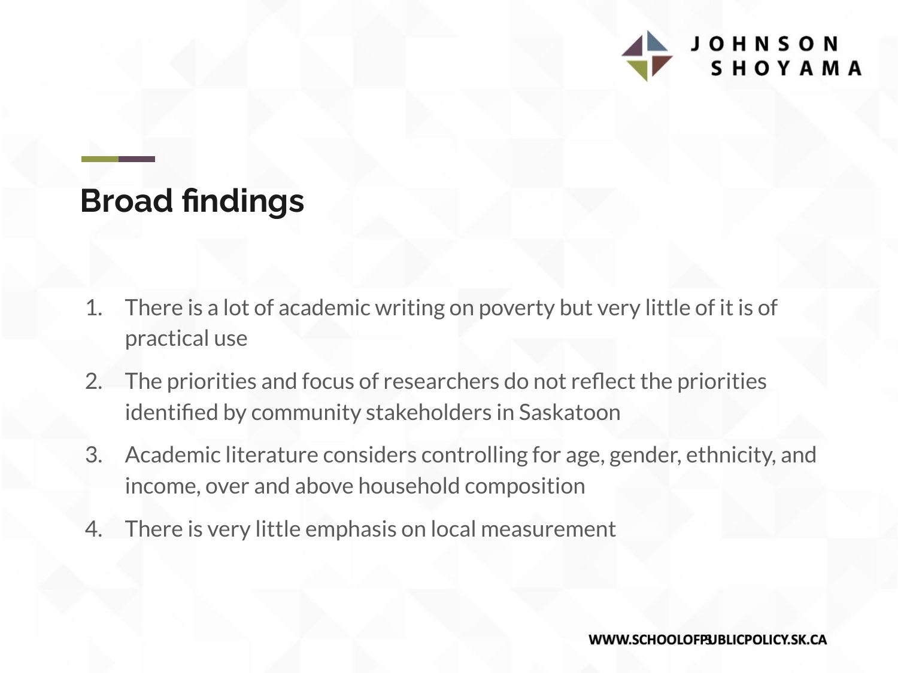## Broad findings

1. There is a lot of academic writing on poverty but very little of it is of practical use
2. The priorities and focus of researchers do not reflect the priorities identified by community stakeholders in Saskatoon
3. Academic literature considers controlling for age, gender, ethnicity, and income, over and above household composition
4. There is very little emphasis on local measurement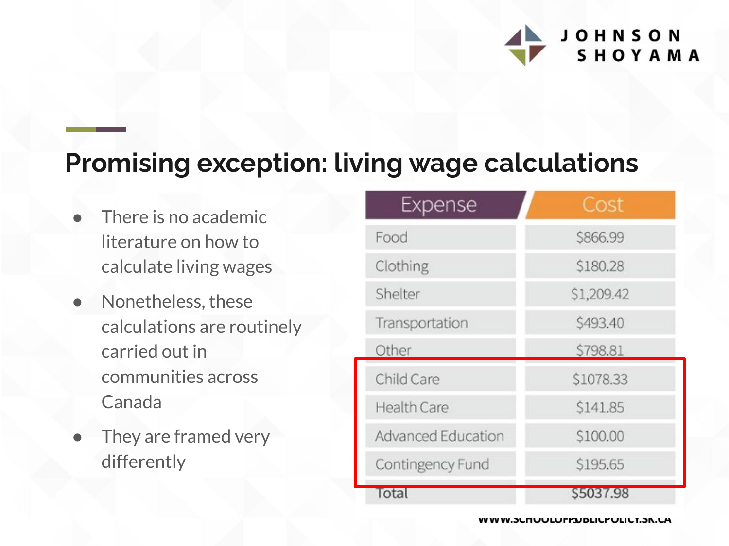## Promising exception: living wage calculations

- There is no academic literature on how to calculate living wages
- Nonetheless, these calculations are routinely carried out in communities across Canada
- They are framed very differently

| Expense | Cost |
|---|---|
| Food | $866.99 |
| Clothing | $180.28 |
| Shelter | $1,209.42 |
| Transportation | $493.40 |
| Other | $798.81 |
| Child Care | $1078.33 |
| Health Care | $141.85 |
| Advanced Education | $100.00 |
| Contingency Fund | $195.65 |
| Total | $5037.98 |

WWW.SCHOOLOFPUBLICPOLICY.SK.CA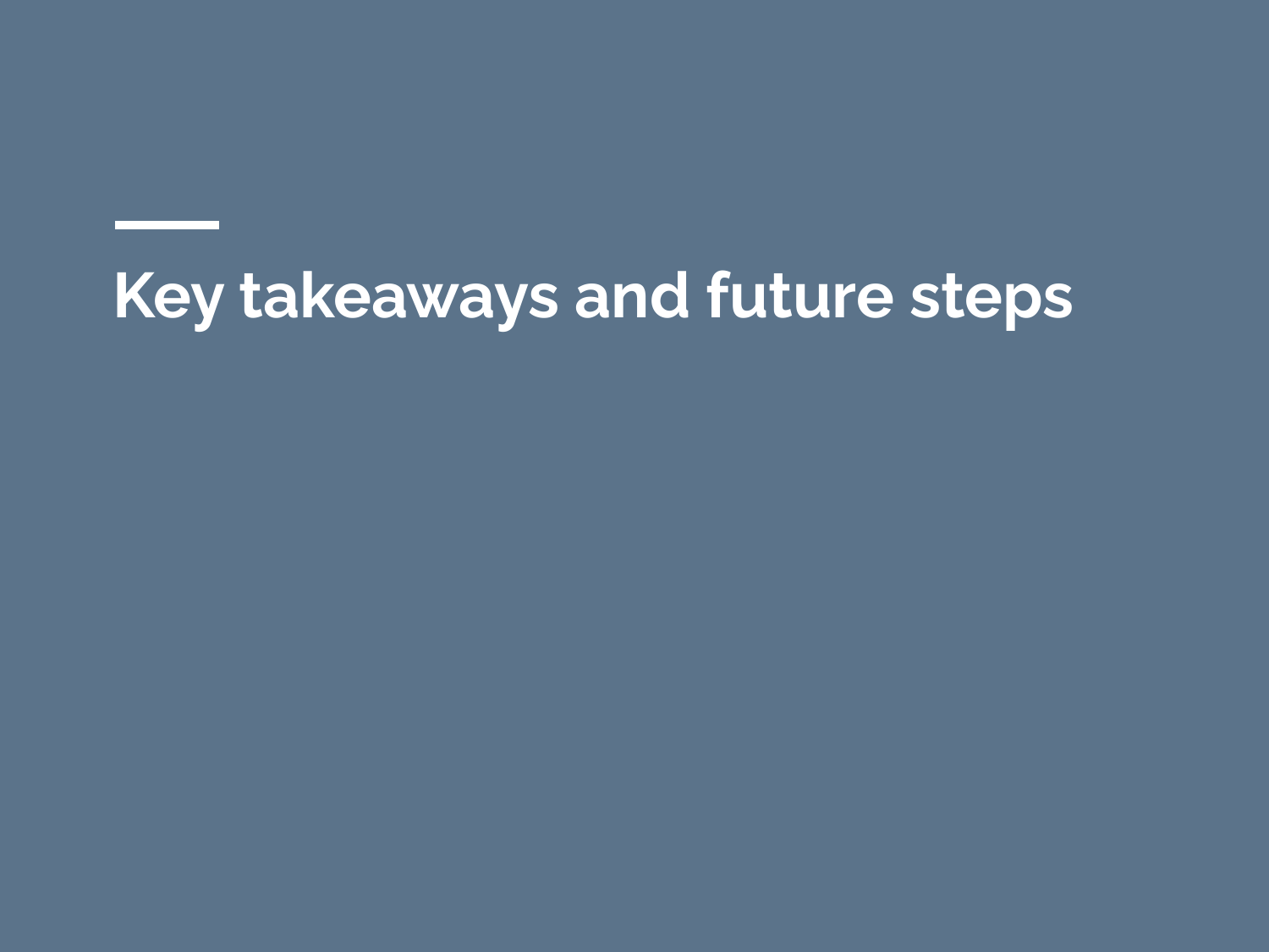# Key takeaways and future steps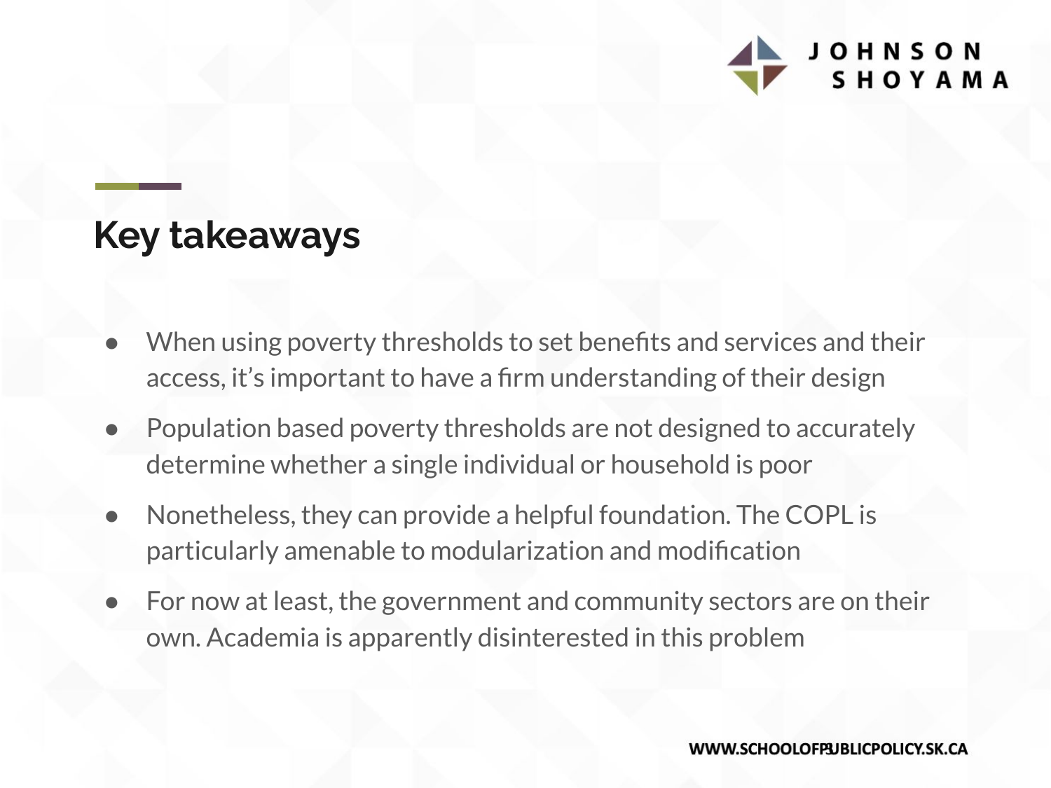## Key takeaways

- When using poverty thresholds to set benefits and services and their access, it's important to have a firm understanding of their design
- Population based poverty thresholds are not designed to accurately determine whether a single individual or household is poor
- Nonetheless, they can provide a helpful foundation. The COPL is particularly amenable to modularization and modification
- For now at least, the government and community sectors are on their own. Academia is apparently disinterested in this problem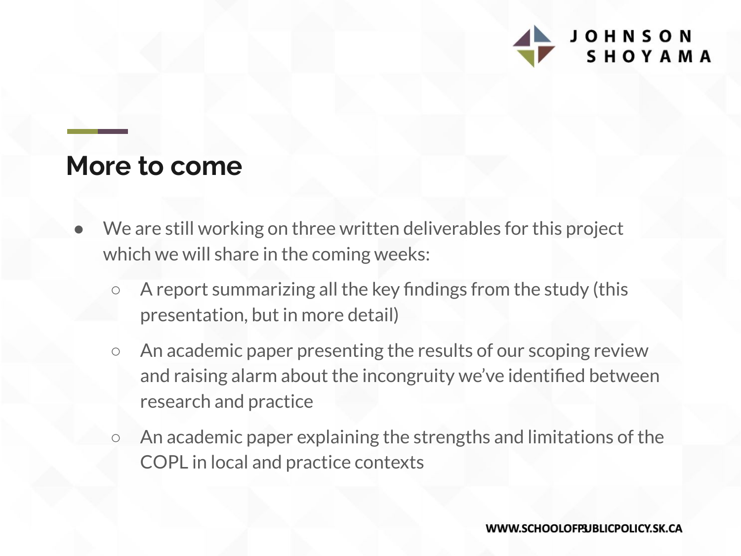## More to come

- We are still working on three written deliverables for this project which we will share in the coming weeks:
  - A report summarizing all the key findings from the study (this presentation, but in more detail)
  - An academic paper presenting the results of our scoping review and raising alarm about the incongruity we've identified between research and practice
  - An academic paper explaining the strengths and limitations of the COPL in local and practice contexts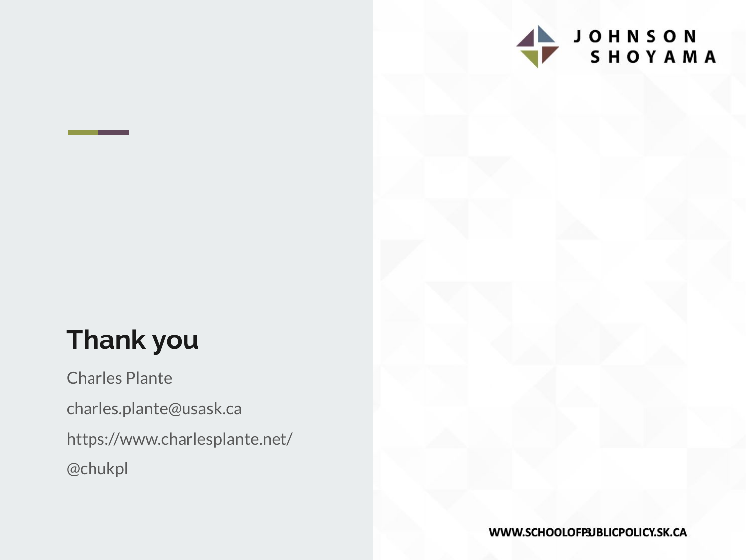# Thank you

Charles Plante

charles.plante@usask.ca

https://www.charlesplante.net/

@chukpl

JOHNSON SHOYAMA

WWW.SCHOOLOFPUBLICPOLICY.SK.CA